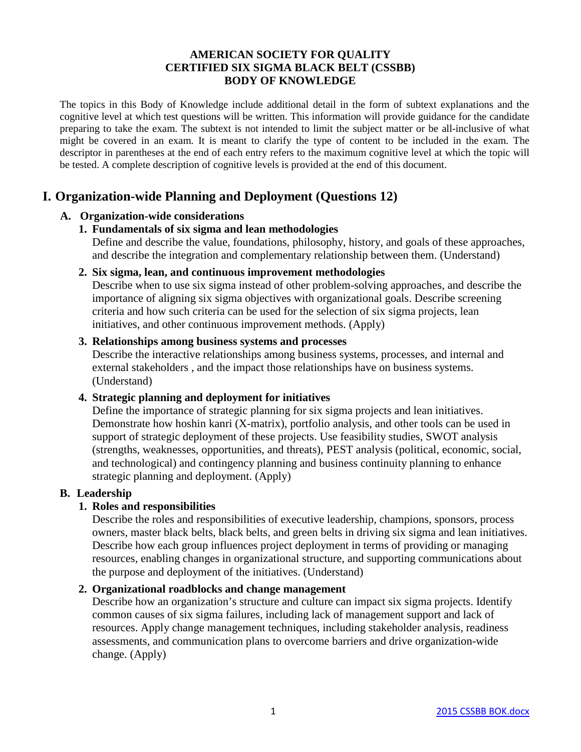# AMERICAN SOCIETY FOR QUALITY
# CERTIFIED SIX SIGMA BLACK BELT (CSSBB)
# BODY OF KNOWLEDGE

The topics in this Body of Knowledge include additional detail in the form of subtext explanations and the cognitive level at which test questions will be written. This information will provide guidance for the candidate preparing to take the exam. The subtext is not intended to limit the subject matter or be all-inclusive of what might be covered in an exam. It is meant to clarify the type of content to be included in the exam. The descriptor in parentheses at the end of each entry refers to the maximum cognitive level at which the topic will be tested. A complete description of cognitive levels is provided at the end of this document.

## I. Organization-wide Planning and Deployment (Questions 12)

### A. Organization-wide considerations

**1. Fundamentals of six sigma and lean methodologies**

Define and describe the value, foundations, philosophy, history, and goals of these approaches, and describe the integration and complementary relationship between them. (Understand)

**2. Six sigma, lean, and continuous improvement methodologies**

Describe when to use six sigma instead of other problem-solving approaches, and describe the importance of aligning six sigma objectives with organizational goals. Describe screening criteria and how such criteria can be used for the selection of six sigma projects, lean initiatives, and other continuous improvement methods. (Apply)

**3. Relationships among business systems and processes**

Describe the interactive relationships among business systems, processes, and internal and external stakeholders , and the impact those relationships have on business systems. (Understand)

**4. Strategic planning and deployment for initiatives**

Define the importance of strategic planning for six sigma projects and lean initiatives. Demonstrate how hoshin kanri (X-matrix), portfolio analysis, and other tools can be used in support of strategic deployment of these projects. Use feasibility studies, SWOT analysis (strengths, weaknesses, opportunities, and threats), PEST analysis (political, economic, social, and technological) and contingency planning and business continuity planning to enhance strategic planning and deployment. (Apply)

### B. Leadership

**1. Roles and responsibilities**

Describe the roles and responsibilities of executive leadership, champions, sponsors, process owners, master black belts, black belts, and green belts in driving six sigma and lean initiatives. Describe how each group influences project deployment in terms of providing or managing resources, enabling changes in organizational structure, and supporting communications about the purpose and deployment of the initiatives. (Understand)

**2. Organizational roadblocks and change management**

Describe how an organization's structure and culture can impact six sigma projects. Identify common causes of six sigma failures, including lack of management support and lack of resources. Apply change management techniques, including stakeholder analysis, readiness assessments, and communication plans to overcome barriers and drive organization-wide change. (Apply)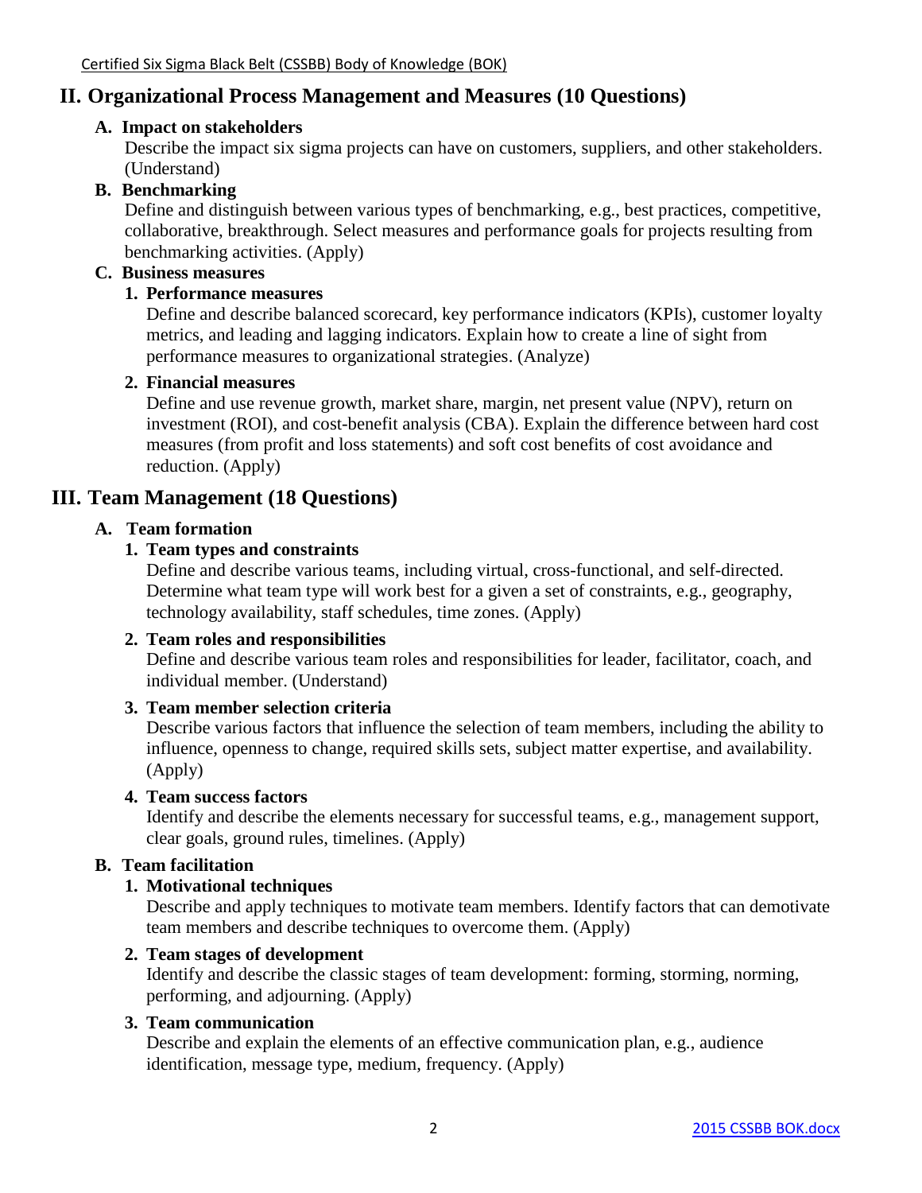## II. Organizational Process Management and Measures (10 Questions)

### A. Impact on stakeholders

Describe the impact six sigma projects can have on customers, suppliers, and other stakeholders. (Understand)

### B. Benchmarking

Define and distinguish between various types of benchmarking, e.g., best practices, competitive, collaborative, breakthrough. Select measures and performance goals for projects resulting from benchmarking activities. (Apply)

### C. Business measures

#### 1. Performance measures

Define and describe balanced scorecard, key performance indicators (KPIs), customer loyalty metrics, and leading and lagging indicators. Explain how to create a line of sight from performance measures to organizational strategies. (Analyze)

#### 2. Financial measures

Define and use revenue growth, market share, margin, net present value (NPV), return on investment (ROI), and cost-benefit analysis (CBA). Explain the difference between hard cost measures (from profit and loss statements) and soft cost benefits of cost avoidance and reduction. (Apply)

## III. Team Management (18 Questions)

### A. Team formation

#### 1. Team types and constraints

Define and describe various teams, including virtual, cross-functional, and self-directed. Determine what team type will work best for a given a set of constraints, e.g., geography, technology availability, staff schedules, time zones. (Apply)

#### 2. Team roles and responsibilities

Define and describe various team roles and responsibilities for leader, facilitator, coach, and individual member. (Understand)

#### 3. Team member selection criteria

Describe various factors that influence the selection of team members, including the ability to influence, openness to change, required skills sets, subject matter expertise, and availability. (Apply)

#### 4. Team success factors

Identify and describe the elements necessary for successful teams, e.g., management support, clear goals, ground rules, timelines. (Apply)

### B. Team facilitation

#### 1. Motivational techniques

Describe and apply techniques to motivate team members. Identify factors that can demotivate team members and describe techniques to overcome them. (Apply)

#### 2. Team stages of development

Identify and describe the classic stages of team development: forming, storming, norming, performing, and adjourning. (Apply)

#### 3. Team communication

Describe and explain the elements of an effective communication plan, e.g., audience identification, message type, medium, frequency. (Apply)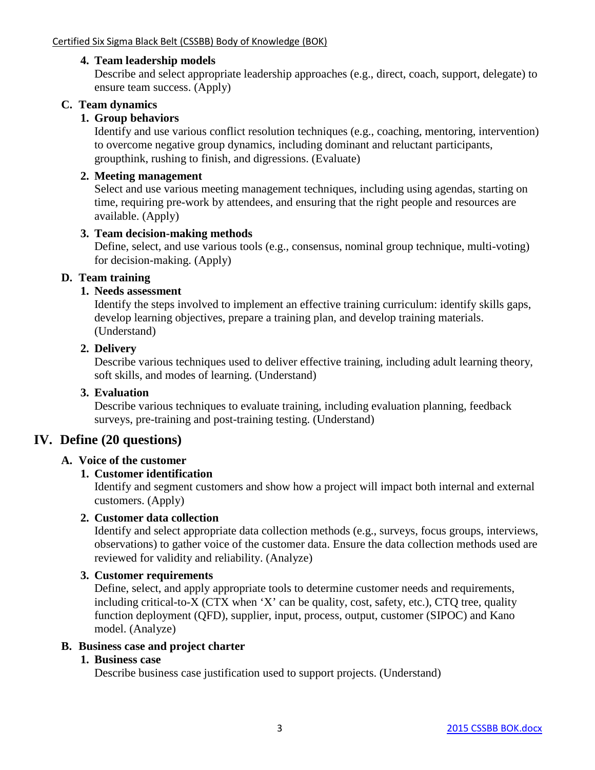#### 4. Team leadership models

Describe and select appropriate leadership approaches (e.g., direct, coach, support, delegate) to ensure team success. (Apply)

### C. Team dynamics

#### 1. Group behaviors

Identify and use various conflict resolution techniques (e.g., coaching, mentoring, intervention) to overcome negative group dynamics, including dominant and reluctant participants, groupthink, rushing to finish, and digressions. (Evaluate)

#### 2. Meeting management

Select and use various meeting management techniques, including using agendas, starting on time, requiring pre-work by attendees, and ensuring that the right people and resources are available. (Apply)

#### 3. Team decision-making methods

Define, select, and use various tools (e.g., consensus, nominal group technique, multi-voting) for decision-making. (Apply)

### D. Team training

#### 1. Needs assessment

Identify the steps involved to implement an effective training curriculum: identify skills gaps, develop learning objectives, prepare a training plan, and develop training materials. (Understand)

#### 2. Delivery

Describe various techniques used to deliver effective training, including adult learning theory, soft skills, and modes of learning. (Understand)

#### 3. Evaluation

Describe various techniques to evaluate training, including evaluation planning, feedback surveys, pre-training and post-training testing. (Understand)

## IV. Define (20 questions)

### A. Voice of the customer

#### 1. Customer identification

Identify and segment customers and show how a project will impact both internal and external customers. (Apply)

#### 2. Customer data collection

Identify and select appropriate data collection methods (e.g., surveys, focus groups, interviews, observations) to gather voice of the customer data. Ensure the data collection methods used are reviewed for validity and reliability. (Analyze)

#### 3. Customer requirements

Define, select, and apply appropriate tools to determine customer needs and requirements, including critical-to-X (CTX when 'X' can be quality, cost, safety, etc.), CTQ tree, quality function deployment (QFD), supplier, input, process, output, customer (SIPOC) and Kano model. (Analyze)

### B. Business case and project charter

#### 1. Business case

Describe business case justification used to support projects. (Understand)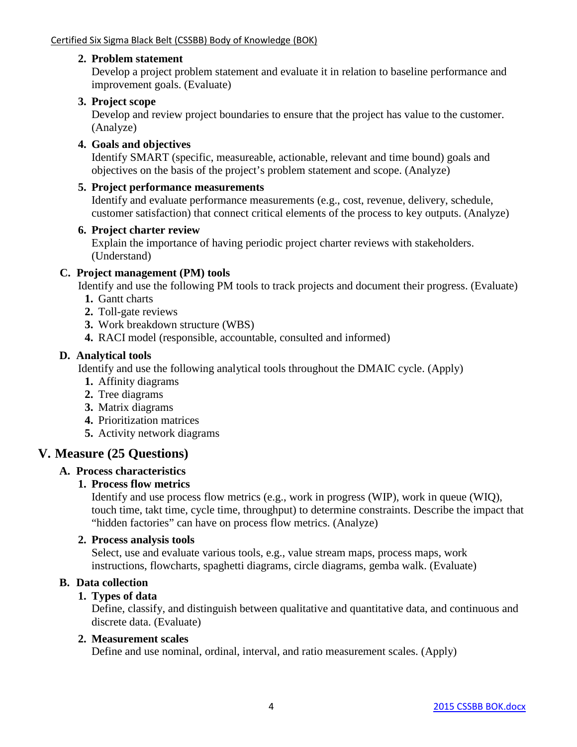2. **Problem statement**
   Develop a project problem statement and evaluate it in relation to baseline performance and improvement goals. (Evaluate)

3. **Project scope**
   Develop and review project boundaries to ensure that the project has value to the customer. (Analyze)

4. **Goals and objectives**
   Identify SMART (specific, measureable, actionable, relevant and time bound) goals and objectives on the basis of the project's problem statement and scope. (Analyze)

5. **Project performance measurements**
   Identify and evaluate performance measurements (e.g., cost, revenue, delivery, schedule, customer satisfaction) that connect critical elements of the process to key outputs. (Analyze)

6. **Project charter review**
   Explain the importance of having periodic project charter reviews with stakeholders. (Understand)

### C. Project management (PM) tools

Identify and use the following PM tools to track projects and document their progress. (Evaluate)

1. Gantt charts
2. Toll-gate reviews
3. Work breakdown structure (WBS)
4. RACI model (responsible, accountable, consulted and informed)

### D. Analytical tools

Identify and use the following analytical tools throughout the DMAIC cycle. (Apply)

1. Affinity diagrams
2. Tree diagrams
3. Matrix diagrams
4. Prioritization matrices
5. Activity network diagrams

## V. Measure (25 Questions)

### A. Process characteristics

1. **Process flow metrics**
   Identify and use process flow metrics (e.g., work in progress (WIP), work in queue (WIQ), touch time, takt time, cycle time, throughput) to determine constraints. Describe the impact that "hidden factories" can have on process flow metrics. (Analyze)

2. **Process analysis tools**
   Select, use and evaluate various tools, e.g., value stream maps, process maps, work instructions, flowcharts, spaghetti diagrams, circle diagrams, gemba walk. (Evaluate)

### B. Data collection

1. **Types of data**
   Define, classify, and distinguish between qualitative and quantitative data, and continuous and discrete data. (Evaluate)

2. **Measurement scales**
   Define and use nominal, ordinal, interval, and ratio measurement scales. (Apply)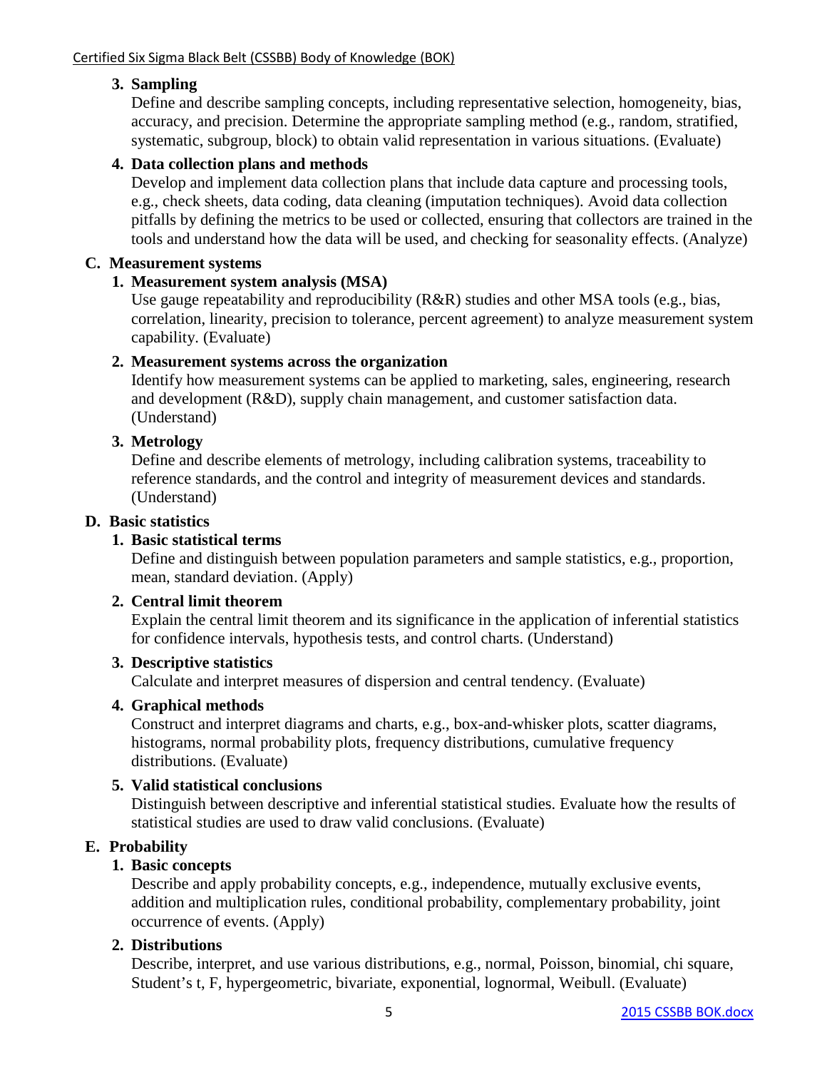3. **Sampling**
   Define and describe sampling concepts, including representative selection, homogeneity, bias, accuracy, and precision. Determine the appropriate sampling method (e.g., random, stratified, systematic, subgroup, block) to obtain valid representation in various situations. (Evaluate)

4. **Data collection plans and methods**
   Develop and implement data collection plans that include data capture and processing tools, e.g., check sheets, data coding, data cleaning (imputation techniques). Avoid data collection pitfalls by defining the metrics to be used or collected, ensuring that collectors are trained in the tools and understand how the data will be used, and checking for seasonality effects. (Analyze)

## C. Measurement systems

1. **Measurement system analysis (MSA)**
   Use gauge repeatability and reproducibility (R&R) studies and other MSA tools (e.g., bias, correlation, linearity, precision to tolerance, percent agreement) to analyze measurement system capability. (Evaluate)

2. **Measurement systems across the organization**
   Identify how measurement systems can be applied to marketing, sales, engineering, research and development (R&D), supply chain management, and customer satisfaction data. (Understand)

3. **Metrology**
   Define and describe elements of metrology, including calibration systems, traceability to reference standards, and the control and integrity of measurement devices and standards. (Understand)

## D. Basic statistics

1. **Basic statistical terms**
   Define and distinguish between population parameters and sample statistics, e.g., proportion, mean, standard deviation. (Apply)

2. **Central limit theorem**
   Explain the central limit theorem and its significance in the application of inferential statistics for confidence intervals, hypothesis tests, and control charts. (Understand)

3. **Descriptive statistics**
   Calculate and interpret measures of dispersion and central tendency. (Evaluate)

4. **Graphical methods**
   Construct and interpret diagrams and charts, e.g., box-and-whisker plots, scatter diagrams, histograms, normal probability plots, frequency distributions, cumulative frequency distributions. (Evaluate)

5. **Valid statistical conclusions**
   Distinguish between descriptive and inferential statistical studies. Evaluate how the results of statistical studies are used to draw valid conclusions. (Evaluate)

## E. Probability

1. **Basic concepts**
   Describe and apply probability concepts, e.g., independence, mutually exclusive events, addition and multiplication rules, conditional probability, complementary probability, joint occurrence of events. (Apply)

2. **Distributions**
   Describe, interpret, and use various distributions, e.g., normal, Poisson, binomial, chi square, Student's t, F, hypergeometric, bivariate, exponential, lognormal, Weibull. (Evaluate)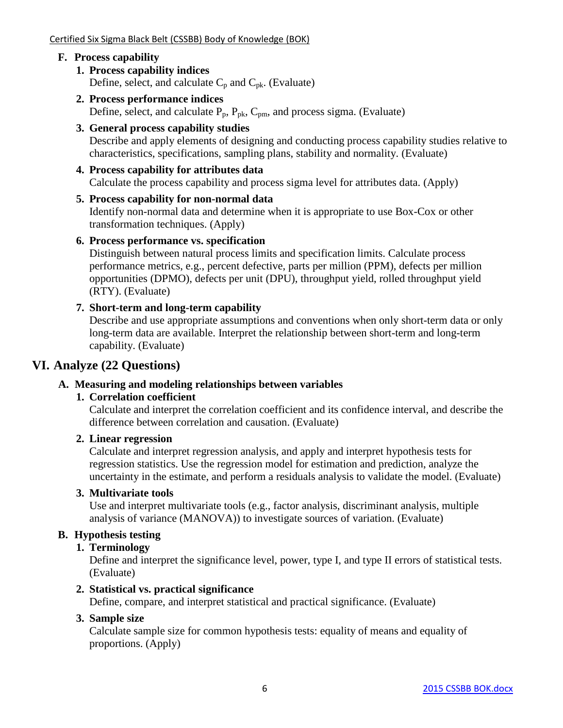**F. Process capability**

1. **Process capability indices**
   Define, select, and calculate $C_p$ and $C_{pk}$. (Evaluate)

2. **Process performance indices**
   Define, select, and calculate $P_p$, $P_{pk}$, $C_{pm}$, and process sigma. (Evaluate)

3. **General process capability studies**
   Describe and apply elements of designing and conducting process capability studies relative to characteristics, specifications, sampling plans, stability and normality. (Evaluate)

4. **Process capability for attributes data**
   Calculate the process capability and process sigma level for attributes data. (Apply)

5. **Process capability for non-normal data**
   Identify non-normal data and determine when it is appropriate to use Box-Cox or other transformation techniques. (Apply)

6. **Process performance vs. specification**
   Distinguish between natural process limits and specification limits. Calculate process performance metrics, e.g., percent defective, parts per million (PPM), defects per million opportunities (DPMO), defects per unit (DPU), throughput yield, rolled throughput yield (RTY). (Evaluate)

7. **Short-term and long-term capability**
   Describe and use appropriate assumptions and conventions when only short-term data or only long-term data are available. Interpret the relationship between short-term and long-term capability. (Evaluate)

## VI. Analyze (22 Questions)

**A. Measuring and modeling relationships between variables**

1. **Correlation coefficient**
   Calculate and interpret the correlation coefficient and its confidence interval, and describe the difference between correlation and causation. (Evaluate)

2. **Linear regression**
   Calculate and interpret regression analysis, and apply and interpret hypothesis tests for regression statistics. Use the regression model for estimation and prediction, analyze the uncertainty in the estimate, and perform a residuals analysis to validate the model. (Evaluate)

3. **Multivariate tools**
   Use and interpret multivariate tools (e.g., factor analysis, discriminant analysis, multiple analysis of variance (MANOVA)) to investigate sources of variation. (Evaluate)

**B. Hypothesis testing**

1. **Terminology**
   Define and interpret the significance level, power, type I, and type II errors of statistical tests. (Evaluate)

2. **Statistical vs. practical significance**
   Define, compare, and interpret statistical and practical significance. (Evaluate)

3. **Sample size**
   Calculate sample size for common hypothesis tests: equality of means and equality of proportions. (Apply)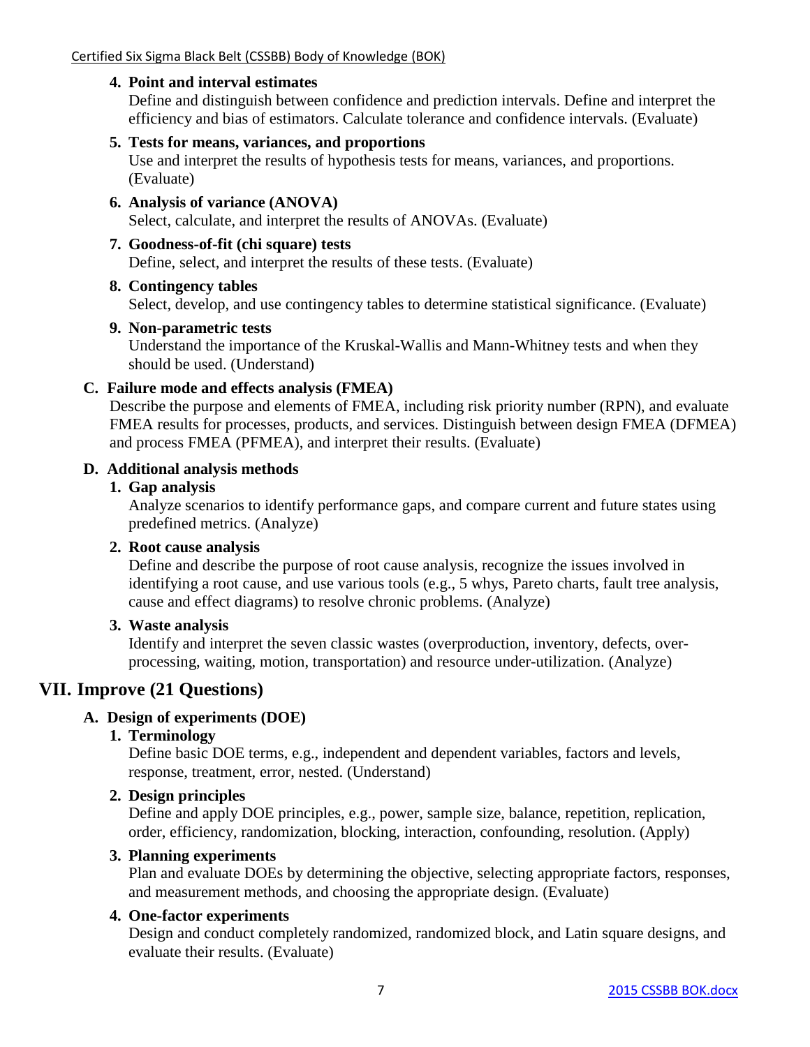4. **Point and interval estimates**
   Define and distinguish between confidence and prediction intervals. Define and interpret the efficiency and bias of estimators. Calculate tolerance and confidence intervals. (Evaluate)

5. **Tests for means, variances, and proportions**
   Use and interpret the results of hypothesis tests for means, variances, and proportions. (Evaluate)

6. **Analysis of variance (ANOVA)**
   Select, calculate, and interpret the results of ANOVAs. (Evaluate)

7. **Goodness-of-fit (chi square) tests**
   Define, select, and interpret the results of these tests. (Evaluate)

8. **Contingency tables**
   Select, develop, and use contingency tables to determine statistical significance. (Evaluate)

9. **Non-parametric tests**
   Understand the importance of the Kruskal-Wallis and Mann-Whitney tests and when they should be used. (Understand)

### C. Failure mode and effects analysis (FMEA)

Describe the purpose and elements of FMEA, including risk priority number (RPN), and evaluate FMEA results for processes, products, and services. Distinguish between design FMEA (DFMEA) and process FMEA (PFMEA), and interpret their results. (Evaluate)

### D. Additional analysis methods

1. **Gap analysis**
   Analyze scenarios to identify performance gaps, and compare current and future states using predefined metrics. (Analyze)

2. **Root cause analysis**
   Define and describe the purpose of root cause analysis, recognize the issues involved in identifying a root cause, and use various tools (e.g., 5 whys, Pareto charts, fault tree analysis, cause and effect diagrams) to resolve chronic problems. (Analyze)

3. **Waste analysis**
   Identify and interpret the seven classic wastes (overproduction, inventory, defects, over-processing, waiting, motion, transportation) and resource under-utilization. (Analyze)

## VII. Improve (21 Questions)

### A. Design of experiments (DOE)

1. **Terminology**
   Define basic DOE terms, e.g., independent and dependent variables, factors and levels, response, treatment, error, nested. (Understand)

2. **Design principles**
   Define and apply DOE principles, e.g., power, sample size, balance, repetition, replication, order, efficiency, randomization, blocking, interaction, confounding, resolution. (Apply)

3. **Planning experiments**
   Plan and evaluate DOEs by determining the objective, selecting appropriate factors, responses, and measurement methods, and choosing the appropriate design. (Evaluate)

4. **One-factor experiments**
   Design and conduct completely randomized, randomized block, and Latin square designs, and evaluate their results. (Evaluate)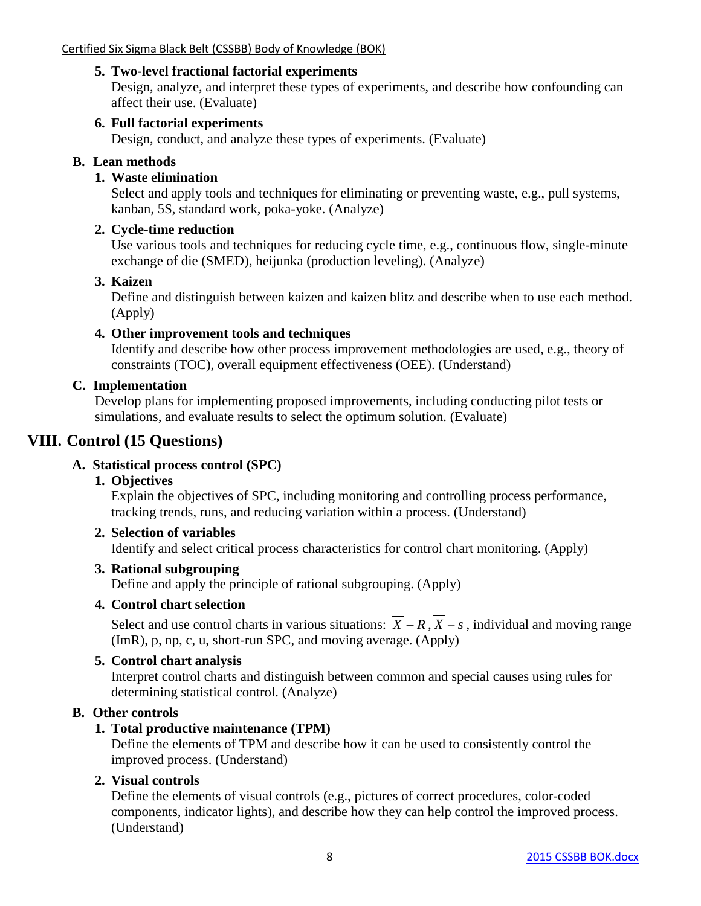5. **Two-level fractional factorial experiments**
   Design, analyze, and interpret these types of experiments, and describe how confounding can affect their use. (Evaluate)

6. **Full factorial experiments**
   Design, conduct, and analyze these types of experiments. (Evaluate)

### B. Lean methods

1. **Waste elimination**
   Select and apply tools and techniques for eliminating or preventing waste, e.g., pull systems, kanban, 5S, standard work, poka-yoke. (Analyze)

2. **Cycle-time reduction**
   Use various tools and techniques for reducing cycle time, e.g., continuous flow, single-minute exchange of die (SMED), heijunka (production leveling). (Analyze)

3. **Kaizen**
   Define and distinguish between kaizen and kaizen blitz and describe when to use each method. (Apply)

4. **Other improvement tools and techniques**
   Identify and describe how other process improvement methodologies are used, e.g., theory of constraints (TOC), overall equipment effectiveness (OEE). (Understand)

### C. Implementation

Develop plans for implementing proposed improvements, including conducting pilot tests or simulations, and evaluate results to select the optimum solution. (Evaluate)

## VIII. Control (15 Questions)

### A. Statistical process control (SPC)

1. **Objectives**
   Explain the objectives of SPC, including monitoring and controlling process performance, tracking trends, runs, and reducing variation within a process. (Understand)

2. **Selection of variables**
   Identify and select critical process characteristics for control chart monitoring. (Apply)

3. **Rational subgrouping**
   Define and apply the principle of rational subgrouping. (Apply)

4. **Control chart selection**
   Select and use control charts in various situations: $\overline{X} - R$, $\overline{X} - s$, individual and moving range (ImR), p, np, c, u, short-run SPC, and moving average. (Apply)

5. **Control chart analysis**
   Interpret control charts and distinguish between common and special causes using rules for determining statistical control. (Analyze)

### B. Other controls

1. **Total productive maintenance (TPM)**
   Define the elements of TPM and describe how it can be used to consistently control the improved process. (Understand)

2. **Visual controls**
   Define the elements of visual controls (e.g., pictures of correct procedures, color-coded components, indicator lights), and describe how they can help control the improved process. (Understand)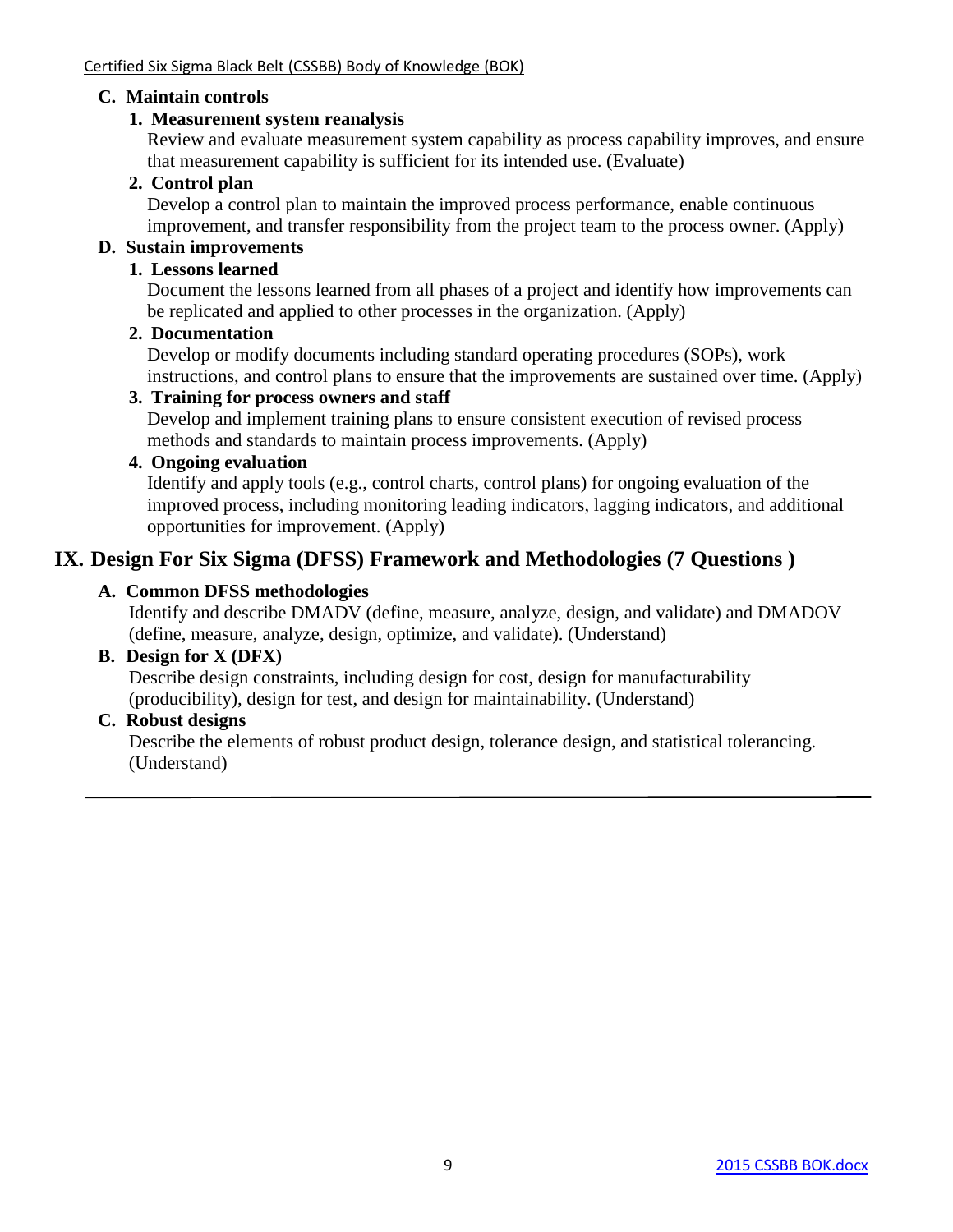### C. Maintain controls

#### 1. Measurement system reanalysis

Review and evaluate measurement system capability as process capability improves, and ensure that measurement capability is sufficient for its intended use. (Evaluate)

#### 2. Control plan

Develop a control plan to maintain the improved process performance, enable continuous improvement, and transfer responsibility from the project team to the process owner. (Apply)

### D. Sustain improvements

#### 1. Lessons learned

Document the lessons learned from all phases of a project and identify how improvements can be replicated and applied to other processes in the organization. (Apply)

#### 2. Documentation

Develop or modify documents including standard operating procedures (SOPs), work instructions, and control plans to ensure that the improvements are sustained over time. (Apply)

#### 3. Training for process owners and staff

Develop and implement training plans to ensure consistent execution of revised process methods and standards to maintain process improvements. (Apply)

#### 4. Ongoing evaluation

Identify and apply tools (e.g., control charts, control plans) for ongoing evaluation of the improved process, including monitoring leading indicators, lagging indicators, and additional opportunities for improvement. (Apply)

## IX. Design For Six Sigma (DFSS) Framework and Methodologies (7 Questions )

### A. Common DFSS methodologies

Identify and describe DMADV (define, measure, analyze, design, and validate) and DMADOV (define, measure, analyze, design, optimize, and validate). (Understand)

### B. Design for X (DFX)

Describe design constraints, including design for cost, design for manufacturability (producibility), design for test, and design for maintainability. (Understand)

### C. Robust designs

Describe the elements of robust product design, tolerance design, and statistical tolerancing. (Understand)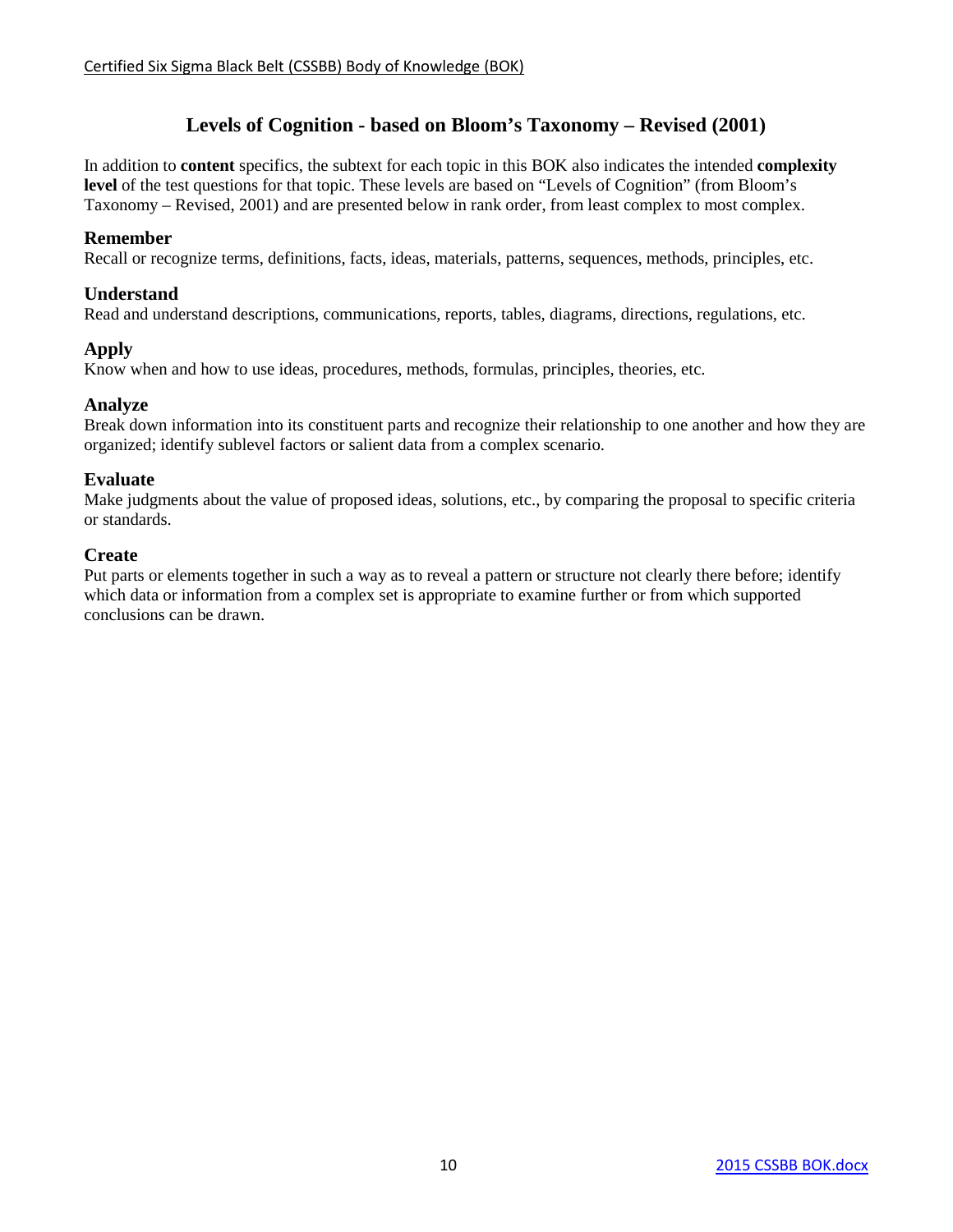## Levels of Cognition - based on Bloom's Taxonomy – Revised (2001)

In addition to **content** specifics, the subtext for each topic in this BOK also indicates the intended **complexity level** of the test questions for that topic. These levels are based on "Levels of Cognition" (from Bloom's Taxonomy – Revised, 2001) and are presented below in rank order, from least complex to most complex.

### Remember

Recall or recognize terms, definitions, facts, ideas, materials, patterns, sequences, methods, principles, etc.

### Understand

Read and understand descriptions, communications, reports, tables, diagrams, directions, regulations, etc.

### Apply

Know when and how to use ideas, procedures, methods, formulas, principles, theories, etc.

### Analyze

Break down information into its constituent parts and recognize their relationship to one another and how they are organized; identify sublevel factors or salient data from a complex scenario.

### Evaluate

Make judgments about the value of proposed ideas, solutions, etc., by comparing the proposal to specific criteria or standards.

### Create

Put parts or elements together in such a way as to reveal a pattern or structure not clearly there before; identify which data or information from a complex set is appropriate to examine further or from which supported conclusions can be drawn.